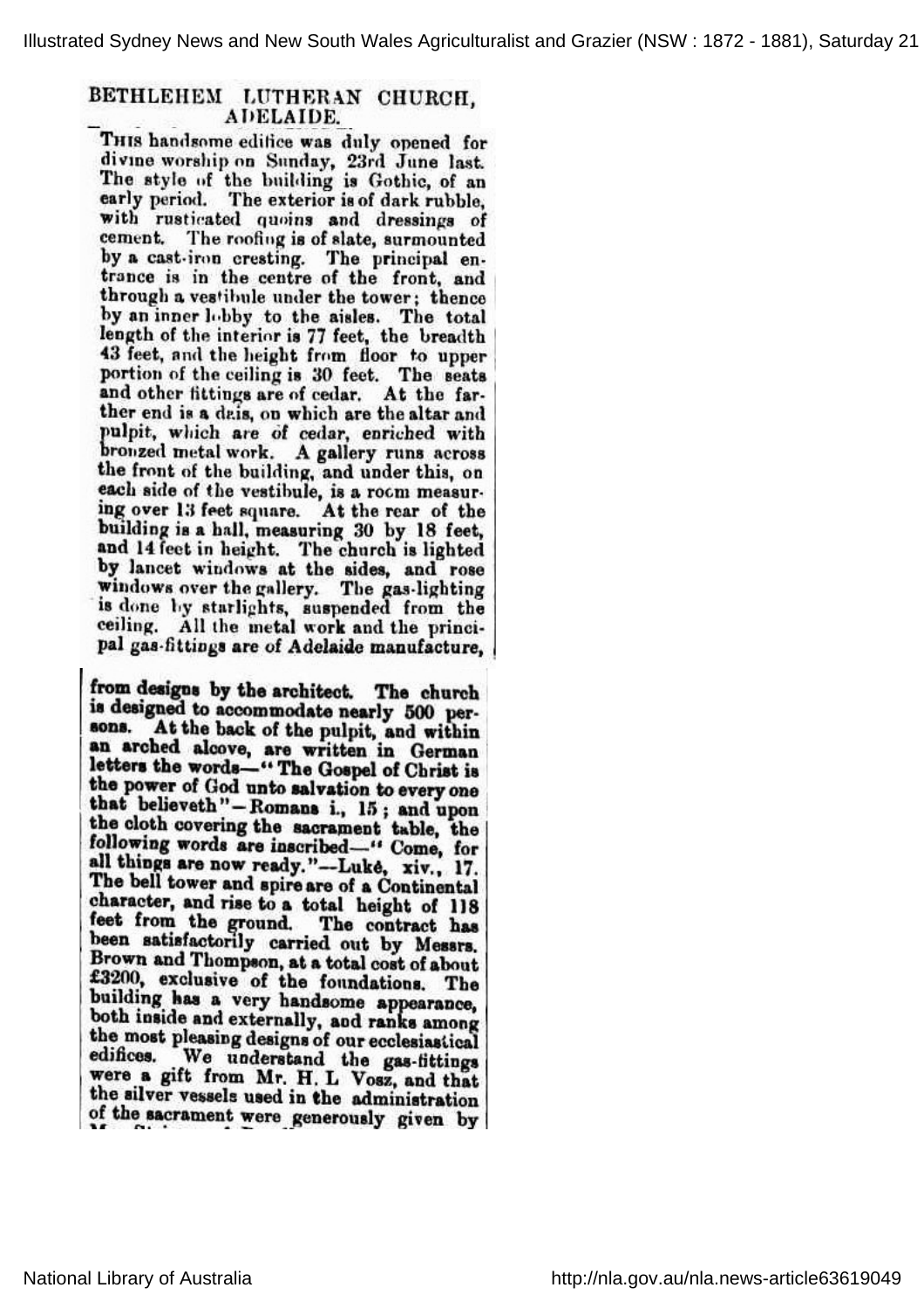# BETHLEHEM LUTHERAN CHURCH, ADELAIDE.

This handsome edifice was duly opened for divine worship on Sunday, 23rd June last. The style of the building is Gothic, of an early period. The exterior is of dark rubble, with rusticated quoins and dressings of cement. The roofing is of slate, surmounted by a cast-iron cresting. The principal entrance is in the centre of the front, and through a vestibule under the tower; thence by an inner lobby to the aisles. The total length of the interior is 77 feet, the breadth 43 feet, and the height from floor to upper portion of the ceiling is 30 feet. The seats and other fittings are of cedar. At the farther end is a dais, on which are the altar and pulpit, which are of cedar, enriched with bronzed metal work. A gallery runs across the front of the building, and under this, on each side of the vestibule, is a room measuring over 13 feet square. At the rear of the building is a hall, measuring 30 by 18 feet, and 14 feet in height. The church is lighted by lancet windows at the sides, and rose windows over the gallery. The gas-lighting is done by starlights, suspended from the ceiling. All the metal work and the principal gas-fittings are of Adelaide manufacture, from designs by the architect. The church is designed to accommodate nearly 500 persons. At the back of the pulpit, and within an arched alcove, are written in German letters the words—"The Gospel of Christ is the power of God unto salvation to every one that believeth"—Romans i., 15; and upon the cloth covering the sacrament table, the following words are inscribed—"Come, for all things are now ready."—Lukė, xiv., 17. The bell tower and spire are of a Continental character, and rise to a total height of 118 feet from the ground. The contract has been satisfactorily carried out by Messrs. Brown and Thompson, at a total cost of about £3200, exclusive of the foundations. The building has a very handsome appearance, both inside and externally, and ranks among the most pleasing designs of our ecclesiastical edifices. We understand the gas-fittings were a gift from Mr. H. L Vosz, and that the silver vessels used in the administration of the sacrament were generously given by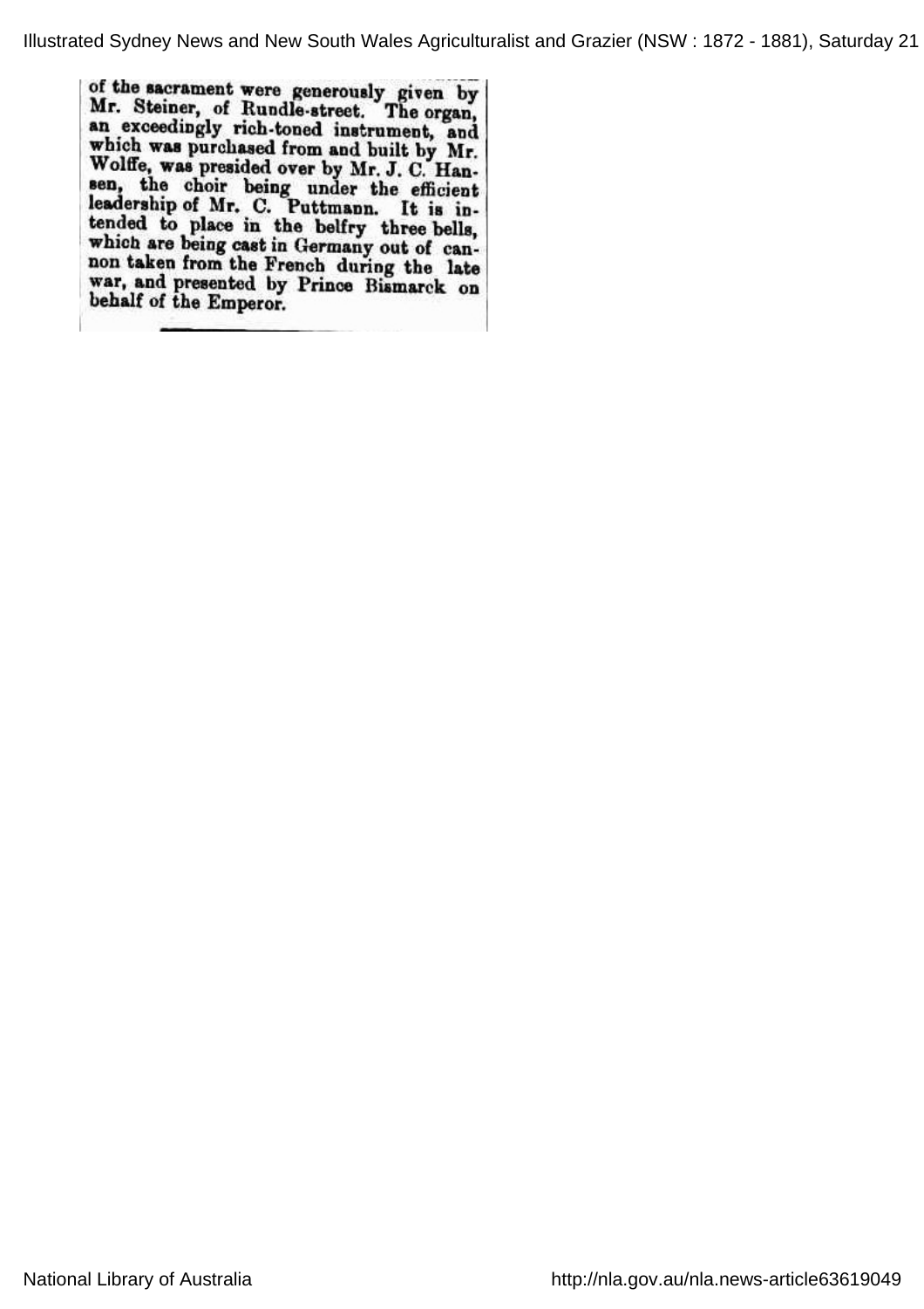of the sacrament were generously given by Mr. Steiner, of Rundle-street. The organ, an exceedingly rich-toned instrument, and which was purchased from and built by Mr. Wolffe, was presided over by Mr. J. C. Hansen, the choir being under the efficient leadership of Mr. C. Puttmann. It is intended to place in the belfry three bells, which are being cast in Germany out of cannon taken from the French during the late war, and presented by Prince Bismarck on behalf of the Emperor.